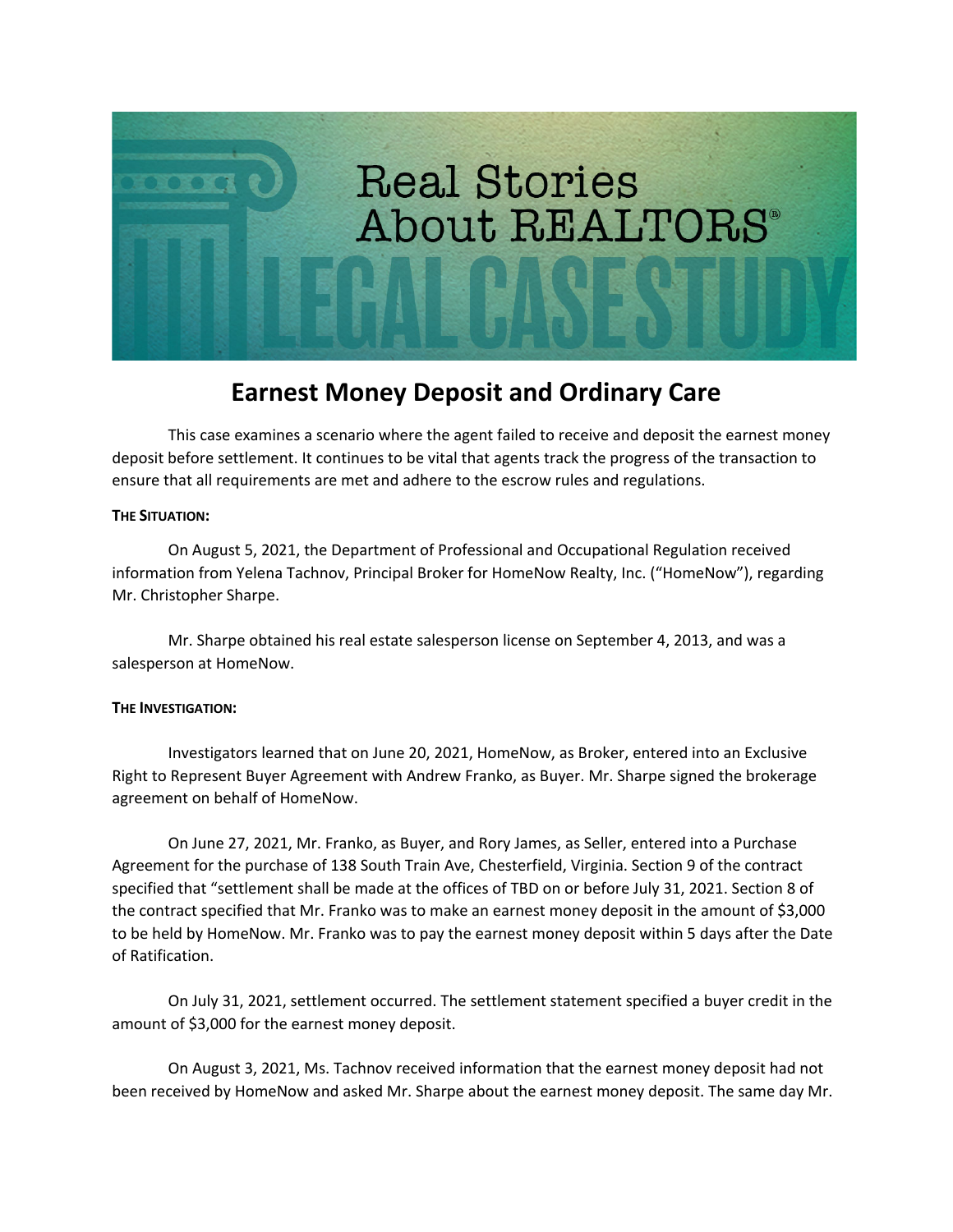# Real Stories About REALTORS®

## LEGAL CASE STUDY

# Earnest Money Deposit and Ordinary Care

This case examines a scenario where the agent failed to receive and deposit the earnest money deposit before settlement. It continues to be vital that agents track the progress of the transaction to ensure that all requirements are met and adhere to the escrow rules and regulations.

**THE SITUATION:**

On August 5, 2021, the Department of Professional and Occupational Regulation received information from Yelena Tachnov, Principal Broker for HomeNow Realty, Inc. ("HomeNow"), regarding Mr. Christopher Sharpe.

Mr. Sharpe obtained his real estate salesperson license on September 4, 2013, and was a salesperson at HomeNow.

**THE INVESTIGATION:**

Investigators learned that on June 20, 2021, HomeNow, as Broker, entered into an Exclusive Right to Represent Buyer Agreement with Andrew Franko, as Buyer. Mr. Sharpe signed the brokerage agreement on behalf of HomeNow.

On June 27, 2021, Mr. Franko, as Buyer, and Rory James, as Seller, entered into a Purchase Agreement for the purchase of 138 South Train Ave, Chesterfield, Virginia. Section 9 of the contract specified that "settlement shall be made at the offices of TBD on or before July 31, 2021. Section 8 of the contract specified that Mr. Franko was to make an earnest money deposit in the amount of $3,000 to be held by HomeNow. Mr. Franko was to pay the earnest money deposit within 5 days after the Date of Ratification.

On July 31, 2021, settlement occurred. The settlement statement specified a buyer credit in the amount of $3,000 for the earnest money deposit.

On August 3, 2021, Ms. Tachnov received information that the earnest money deposit had not been received by HomeNow and asked Mr. Sharpe about the earnest money deposit. The same day Mr.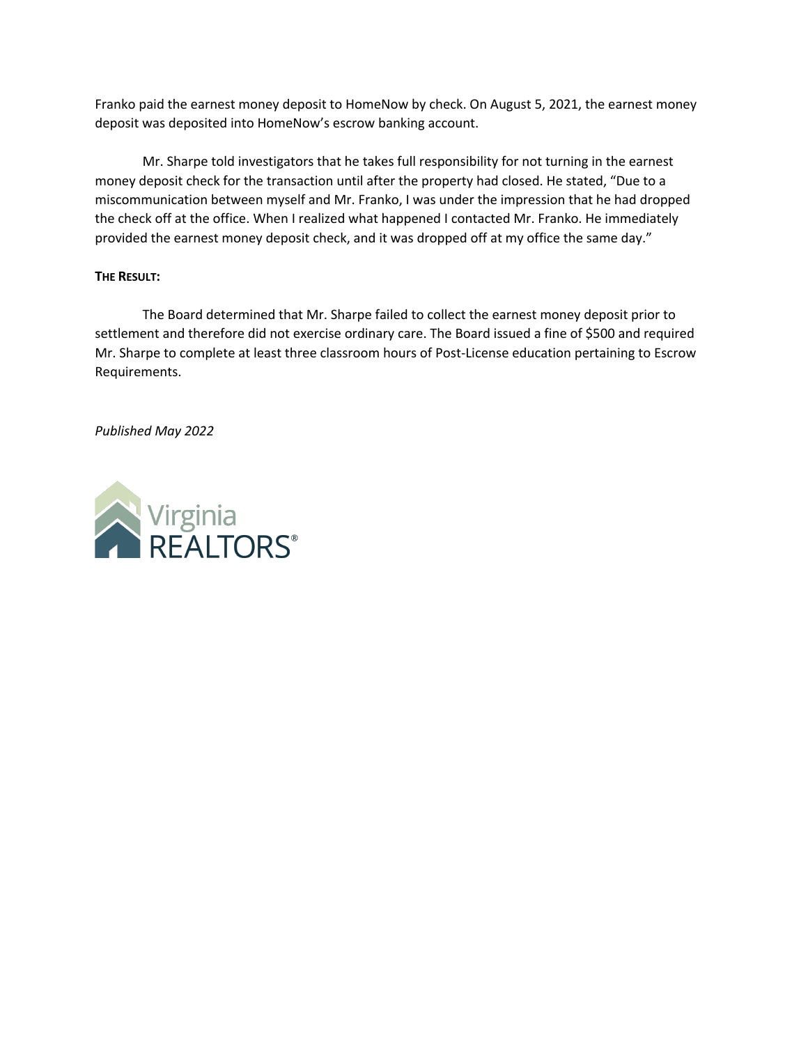Franko paid the earnest money deposit to HomeNow by check. On August 5, 2021, the earnest money deposit was deposited into HomeNow's escrow banking account.

Mr. Sharpe told investigators that he takes full responsibility for not turning in the earnest money deposit check for the transaction until after the property had closed. He stated, "Due to a miscommunication between myself and Mr. Franko, I was under the impression that he had dropped the check off at the office. When I realized what happened I contacted Mr. Franko. He immediately provided the earnest money deposit check, and it was dropped off at my office the same day."

**THE RESULT:**

The Board determined that Mr. Sharpe failed to collect the earnest money deposit prior to settlement and therefore did not exercise ordinary care. The Board issued a fine of $500 and required Mr. Sharpe to complete at least three classroom hours of Post-License education pertaining to Escrow Requirements.

*Published May 2022*

Virginia REALTORS®